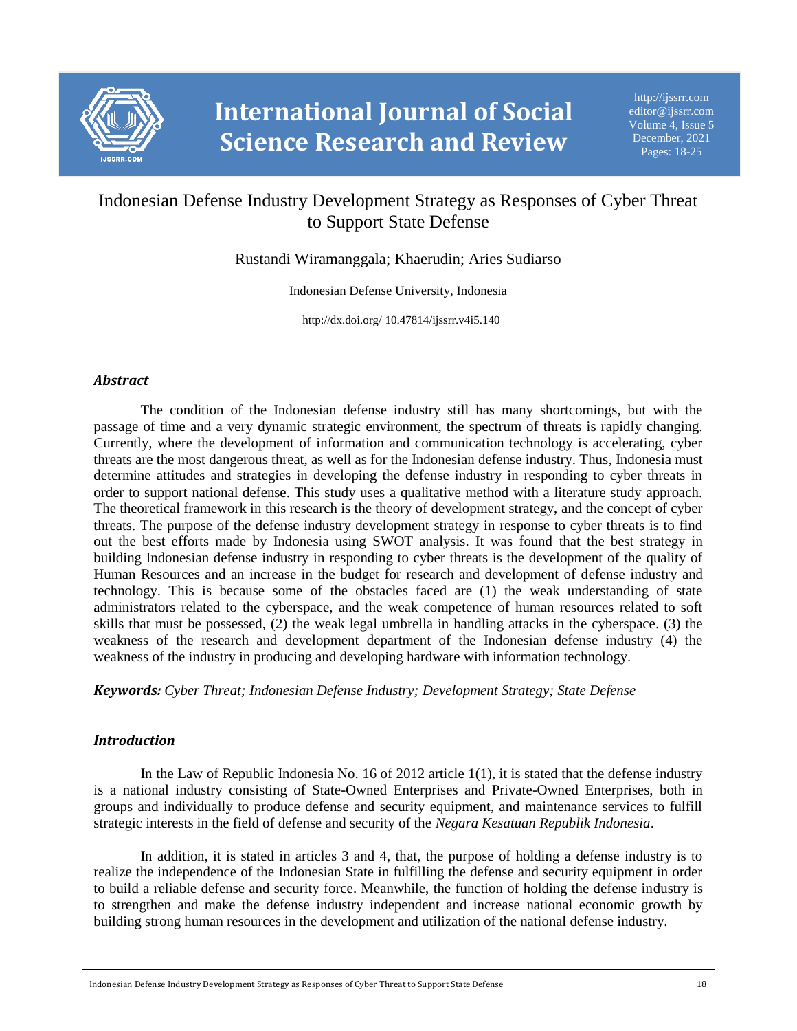# Indonesian Defense Industry Development Strategy as Responses of Cyber Threat to Support State Defense

Rustandi Wiramanggala; Khaerudin; Aries Sudiarso

Indonesian Defense University, Indonesia

http://dx.doi.org/ 10.47814/ijssrr.v4i5.140

## *Abstract*

The condition of the Indonesian defense industry still has many shortcomings, but with the passage of time and a very dynamic strategic environment, the spectrum of threats is rapidly changing. Currently, where the development of information and communication technology is accelerating, cyber threats are the most dangerous threat, as well as for the Indonesian defense industry. Thus, Indonesia must determine attitudes and strategies in developing the defense industry in responding to cyber threats in order to support national defense. This study uses a qualitative method with a literature study approach. The theoretical framework in this research is the theory of development strategy, and the concept of cyber threats. The purpose of the defense industry development strategy in response to cyber threats is to find out the best efforts made by Indonesia using SWOT analysis. It was found that the best strategy in building Indonesian defense industry in responding to cyber threats is the development of the quality of Human Resources and an increase in the budget for research and development of defense industry and technology. This is because some of the obstacles faced are (1) the weak understanding of state administrators related to the cyberspace, and the weak competence of human resources related to soft skills that must be possessed, (2) the weak legal umbrella in handling attacks in the cyberspace. (3) the weakness of the research and development department of the Indonesian defense industry (4) the weakness of the industry in producing and developing hardware with information technology.

***Keywords:*** *Cyber Threat; Indonesian Defense Industry; Development Strategy; State Defense*

## *Introduction*

In the Law of Republic Indonesia No. 16 of 2012 article 1(1), it is stated that the defense industry is a national industry consisting of State-Owned Enterprises and Private-Owned Enterprises, both in groups and individually to produce defense and security equipment, and maintenance services to fulfill strategic interests in the field of defense and security of the *Negara Kesatuan Republik Indonesia*.

In addition, it is stated in articles 3 and 4, that, the purpose of holding a defense industry is to realize the independence of the Indonesian State in fulfilling the defense and security equipment in order to build a reliable defense and security force. Meanwhile, the function of holding the defense industry is to strengthen and make the defense industry independent and increase national economic growth by building strong human resources in the development and utilization of the national defense industry.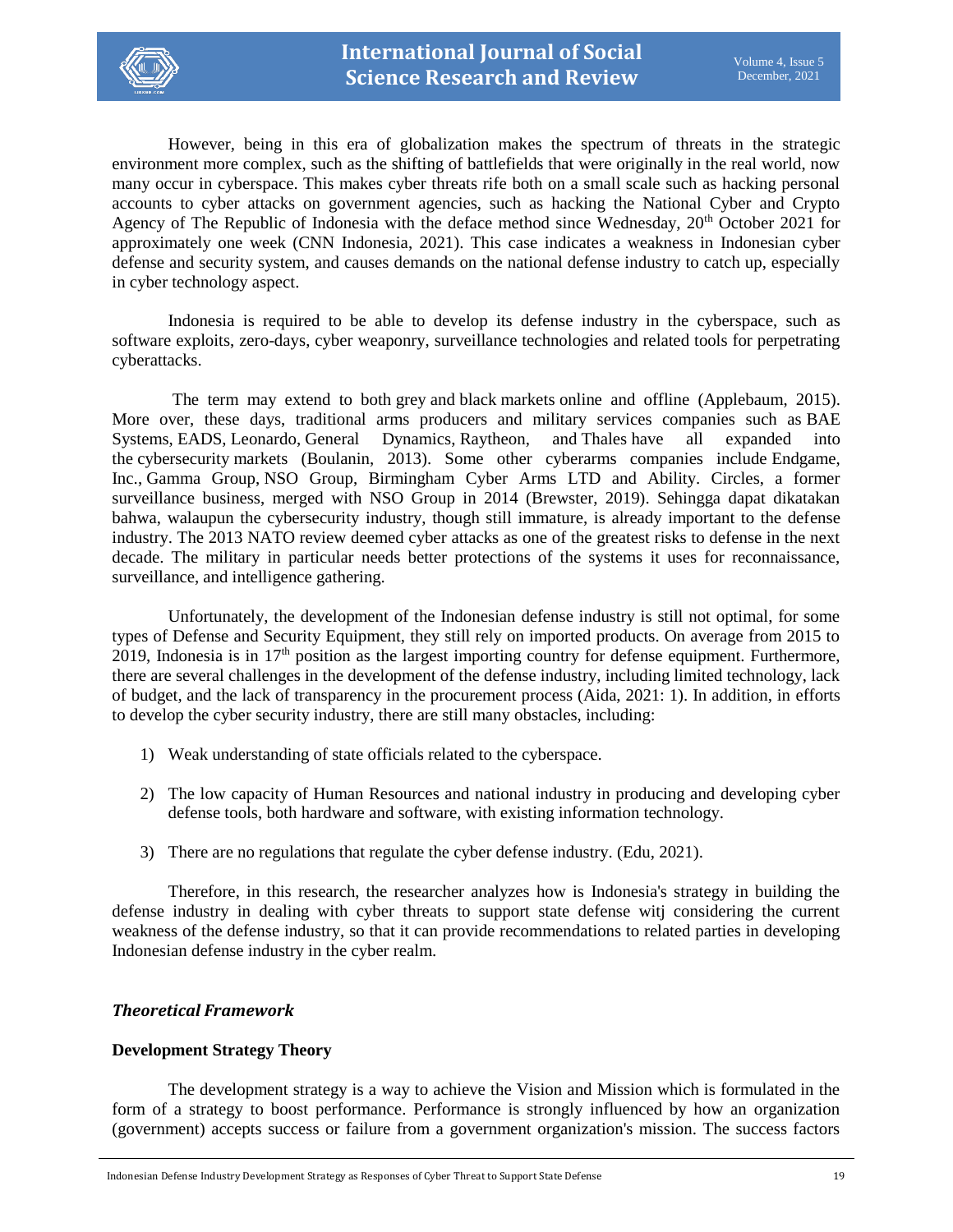However, being in this era of globalization makes the spectrum of threats in the strategic environment more complex, such as the shifting of battlefields that were originally in the real world, now many occur in cyberspace. This makes cyber threats rife both on a small scale such as hacking personal accounts to cyber attacks on government agencies, such as hacking the National Cyber and Crypto Agency of The Republic of Indonesia with the deface method since Wednesday, 20th October 2021 for approximately one week (CNN Indonesia, 2021). This case indicates a weakness in Indonesian cyber defense and security system, and causes demands on the national defense industry to catch up, especially in cyber technology aspect.

Indonesia is required to be able to develop its defense industry in the cyberspace, such as software exploits, zero-days, cyber weaponry, surveillance technologies and related tools for perpetrating cyberattacks.

The term may extend to both grey and black markets online and offline (Applebaum, 2015). More over, these days, traditional arms producers and military services companies such as BAE Systems, EADS, Leonardo, General Dynamics, Raytheon, and Thales have all expanded into the cybersecurity markets (Boulanin, 2013). Some other cyberarms companies include Endgame, Inc., Gamma Group, NSO Group, Birmingham Cyber Arms LTD and Ability. Circles, a former surveillance business, merged with NSO Group in 2014 (Brewster, 2019). Sehingga dapat dikatakan bahwa, walaupun the cybersecurity industry, though still immature, is already important to the defense industry. The 2013 NATO review deemed cyber attacks as one of the greatest risks to defense in the next decade. The military in particular needs better protections of the systems it uses for reconnaissance, surveillance, and intelligence gathering.

Unfortunately, the development of the Indonesian defense industry is still not optimal, for some types of Defense and Security Equipment, they still rely on imported products. On average from 2015 to 2019, Indonesia is in 17th position as the largest importing country for defense equipment. Furthermore, there are several challenges in the development of the defense industry, including limited technology, lack of budget, and the lack of transparency in the procurement process (Aida, 2021: 1). In addition, in efforts to develop the cyber security industry, there are still many obstacles, including:

1) Weak understanding of state officials related to the cyberspace.
2) The low capacity of Human Resources and national industry in producing and developing cyber defense tools, both hardware and software, with existing information technology.
3) There are no regulations that regulate the cyber defense industry. (Edu, 2021).

Therefore, in this research, the researcher analyzes how is Indonesia's strategy in building the defense industry in dealing with cyber threats to support state defense witj considering the current weakness of the defense industry, so that it can provide recommendations to related parties in developing Indonesian defense industry in the cyber realm.

## *Theoretical Framework*

### **Development Strategy Theory**

The development strategy is a way to achieve the Vision and Mission which is formulated in the form of a strategy to boost performance. Performance is strongly influenced by how an organization (government) accepts success or failure from a government organization's mission. The success factors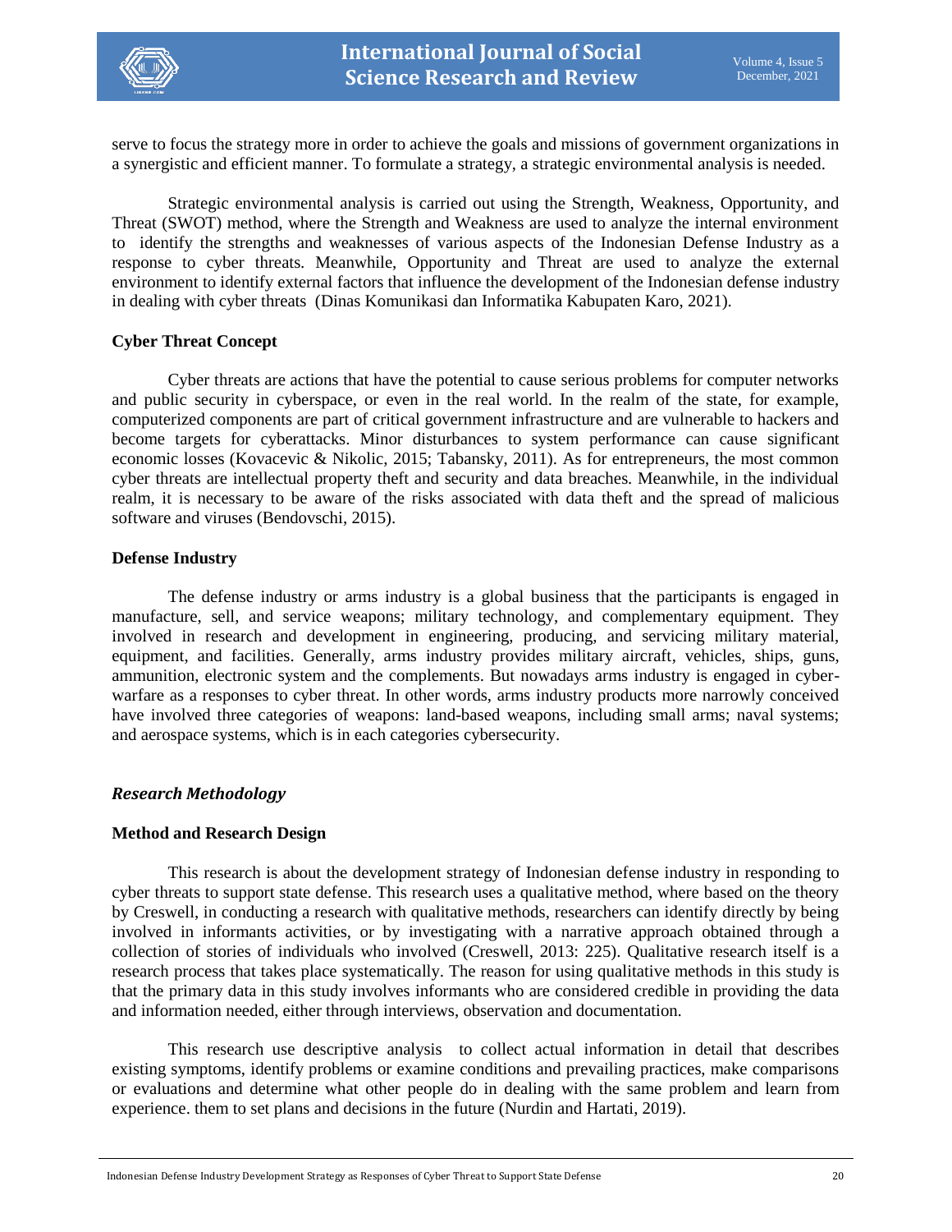serve to focus the strategy more in order to achieve the goals and missions of government organizations in a synergistic and efficient manner. To formulate a strategy, a strategic environmental analysis is needed.

Strategic environmental analysis is carried out using the Strength, Weakness, Opportunity, and Threat (SWOT) method, where the Strength and Weakness are used to analyze the internal environment to identify the strengths and weaknesses of various aspects of the Indonesian Defense Industry as a response to cyber threats. Meanwhile, Opportunity and Threat are used to analyze the external environment to identify external factors that influence the development of the Indonesian defense industry in dealing with cyber threats (Dinas Komunikasi dan Informatika Kabupaten Karo, 2021).

### Cyber Threat Concept

Cyber threats are actions that have the potential to cause serious problems for computer networks and public security in cyberspace, or even in the real world. In the realm of the state, for example, computerized components are part of critical government infrastructure and are vulnerable to hackers and become targets for cyberattacks. Minor disturbances to system performance can cause significant economic losses (Kovacevic & Nikolic, 2015; Tabansky, 2011). As for entrepreneurs, the most common cyber threats are intellectual property theft and security and data breaches. Meanwhile, in the individual realm, it is necessary to be aware of the risks associated with data theft and the spread of malicious software and viruses (Bendovschi, 2015).

### Defense Industry

The defense industry or arms industry is a global business that the participants is engaged in manufacture, sell, and service weapons; military technology, and complementary equipment. They involved in research and development in engineering, producing, and servicing military material, equipment, and facilities. Generally, arms industry provides military aircraft, vehicles, ships, guns, ammunition, electronic system and the complements. But nowadays arms industry is engaged in cyber-warfare as a responses to cyber threat. In other words, arms industry products more narrowly conceived have involved three categories of weapons: land-based weapons, including small arms; naval systems; and aerospace systems, which is in each categories cybersecurity.

## *Research Methodology*

### Method and Research Design

This research is about the development strategy of Indonesian defense industry in responding to cyber threats to support state defense. This research uses a qualitative method, where based on the theory by Creswell, in conducting a research with qualitative methods, researchers can identify directly by being involved in informants activities, or by investigating with a narrative approach obtained through a collection of stories of individuals who involved (Creswell, 2013: 225). Qualitative research itself is a research process that takes place systematically. The reason for using qualitative methods in this study is that the primary data in this study involves informants who are considered credible in providing the data and information needed, either through interviews, observation and documentation.

This research use descriptive analysis to collect actual information in detail that describes existing symptoms, identify problems or examine conditions and prevailing practices, make comparisons or evaluations and determine what other people do in dealing with the same problem and learn from experience. them to set plans and decisions in the future (Nurdin and Hartati, 2019).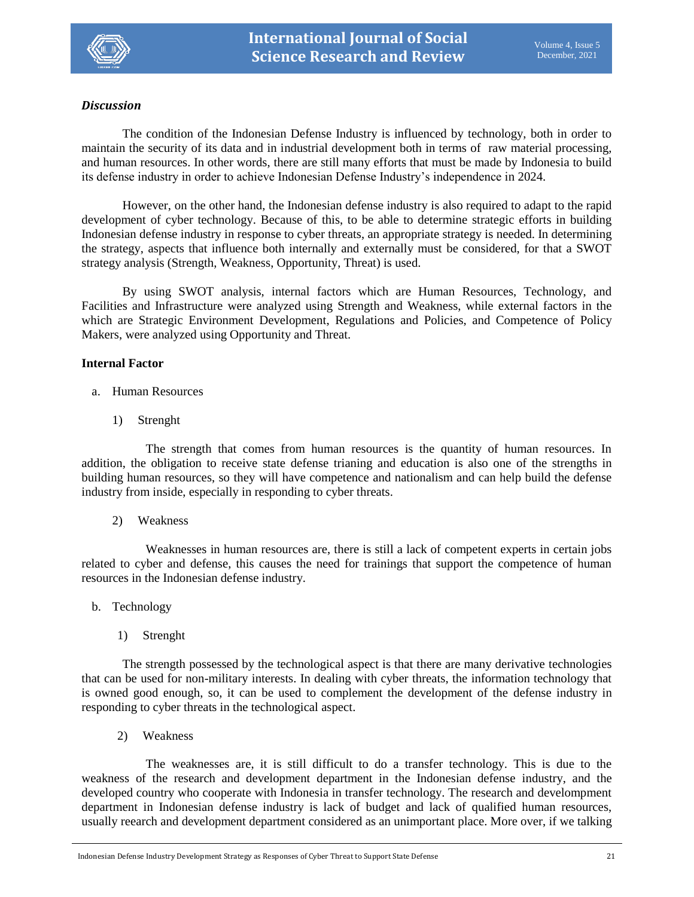### *Discussion*

The condition of the Indonesian Defense Industry is influenced by technology, both in order to maintain the security of its data and in industrial development both in terms of raw material processing, and human resources. In other words, there are still many efforts that must be made by Indonesia to build its defense industry in order to achieve Indonesian Defense Industry's independence in 2024.

However, on the other hand, the Indonesian defense industry is also required to adapt to the rapid development of cyber technology. Because of this, to be able to determine strategic efforts in building Indonesian defense industry in response to cyber threats, an appropriate strategy is needed. In determining the strategy, aspects that influence both internally and externally must be considered, for that a SWOT strategy analysis (Strength, Weakness, Opportunity, Threat) is used.

By using SWOT analysis, internal factors which are Human Resources, Technology, and Facilities and Infrastructure were analyzed using Strength and Weakness, while external factors in the which are Strategic Environment Development, Regulations and Policies, and Competence of Policy Makers, were analyzed using Opportunity and Threat.

**Internal Factor**

a. Human Resources

1) Strenght

The strength that comes from human resources is the quantity of human resources. In addition, the obligation to receive state defense trianing and education is also one of the strengths in building human resources, so they will have competence and nationalism and can help build the defense industry from inside, especially in responding to cyber threats.

2) Weakness

Weaknesses in human resources are, there is still a lack of competent experts in certain jobs related to cyber and defense, this causes the need for trainings that support the competence of human resources in the Indonesian defense industry.

b. Technology

1) Strenght

The strength possessed by the technological aspect is that there are many derivative technologies that can be used for non-military interests. In dealing with cyber threats, the information technology that is owned good enough, so, it can be used to complement the development of the defense industry in responding to cyber threats in the technological aspect.

2) Weakness

The weaknesses are, it is still difficult to do a transfer technology. This is due to the weakness of the research and development department in the Indonesian defense industry, and the developed country who cooperate with Indonesia in transfer technology. The research and develompment department in Indonesian defense industry is lack of budget and lack of qualified human resources, usually reearch and development department considered as an unimportant place. More over, if we talking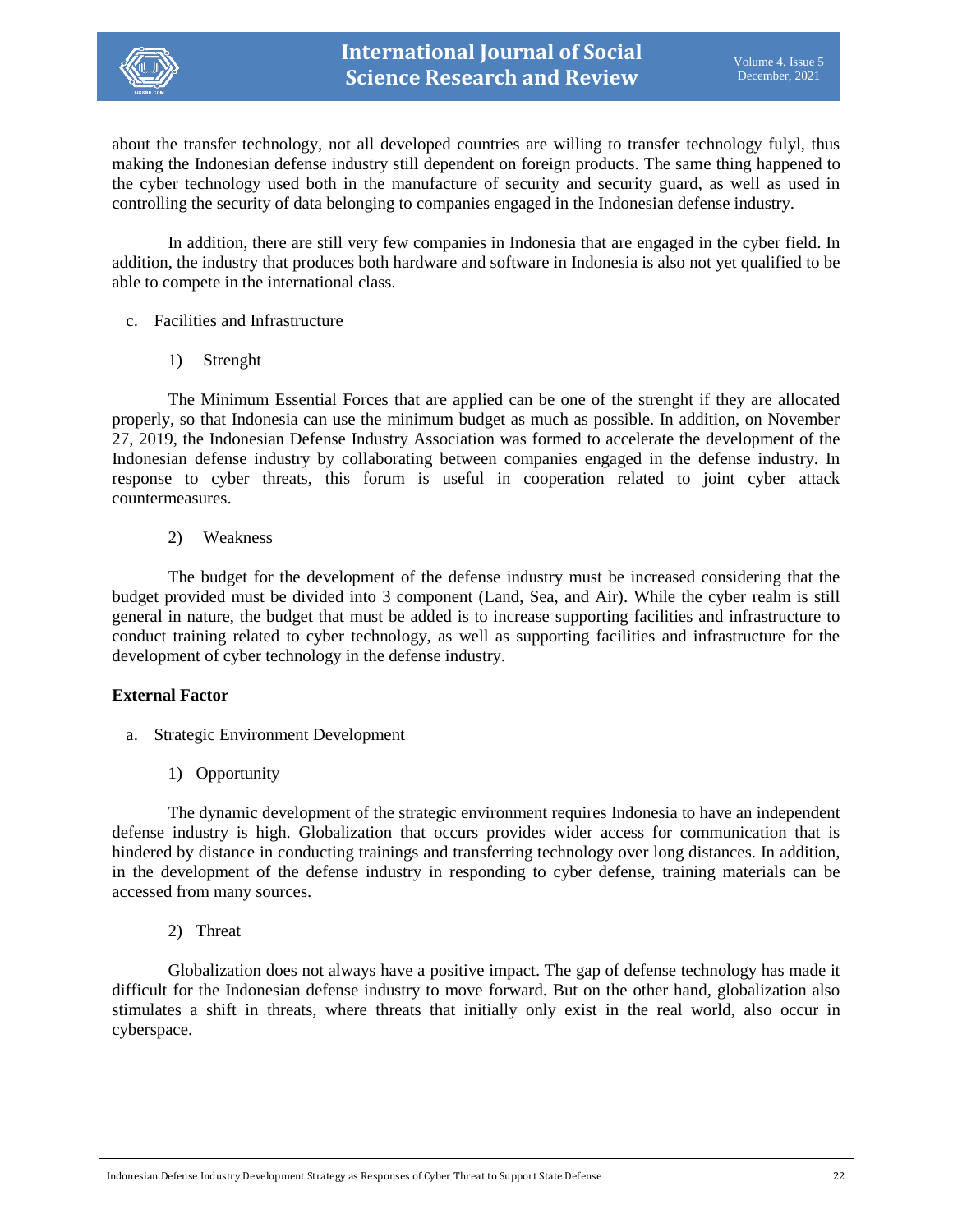about the transfer technology, not all developed countries are willing to transfer technology fulyl, thus making the Indonesian defense industry still dependent on foreign products. The same thing happened to the cyber technology used both in the manufacture of security and security guard, as well as used in controlling the security of data belonging to companies engaged in the Indonesian defense industry.

In addition, there are still very few companies in Indonesia that are engaged in the cyber field. In addition, the industry that produces both hardware and software in Indonesia is also not yet qualified to be able to compete in the international class.

c. Facilities and Infrastructure

1) Strenght

The Minimum Essential Forces that are applied can be one of the strenght if they are allocated properly, so that Indonesia can use the minimum budget as much as possible. In addition, on November 27, 2019, the Indonesian Defense Industry Association was formed to accelerate the development of the Indonesian defense industry by collaborating between companies engaged in the defense industry. In response to cyber threats, this forum is useful in cooperation related to joint cyber attack countermeasures.

2) Weakness

The budget for the development of the defense industry must be increased considering that the budget provided must be divided into 3 component (Land, Sea, and Air). While the cyber realm is still general in nature, the budget that must be added is to increase supporting facilities and infrastructure to conduct training related to cyber technology, as well as supporting facilities and infrastructure for the development of cyber technology in the defense industry.

**External Factor**

a. Strategic Environment Development

1) Opportunity

The dynamic development of the strategic environment requires Indonesia to have an independent defense industry is high. Globalization that occurs provides wider access for communication that is hindered by distance in conducting trainings and transferring technology over long distances. In addition, in the development of the defense industry in responding to cyber defense, training materials can be accessed from many sources.

2) Threat

Globalization does not always have a positive impact. The gap of defense technology has made it difficult for the Indonesian defense industry to move forward. But on the other hand, globalization also stimulates a shift in threats, where threats that initially only exist in the real world, also occur in cyberspace.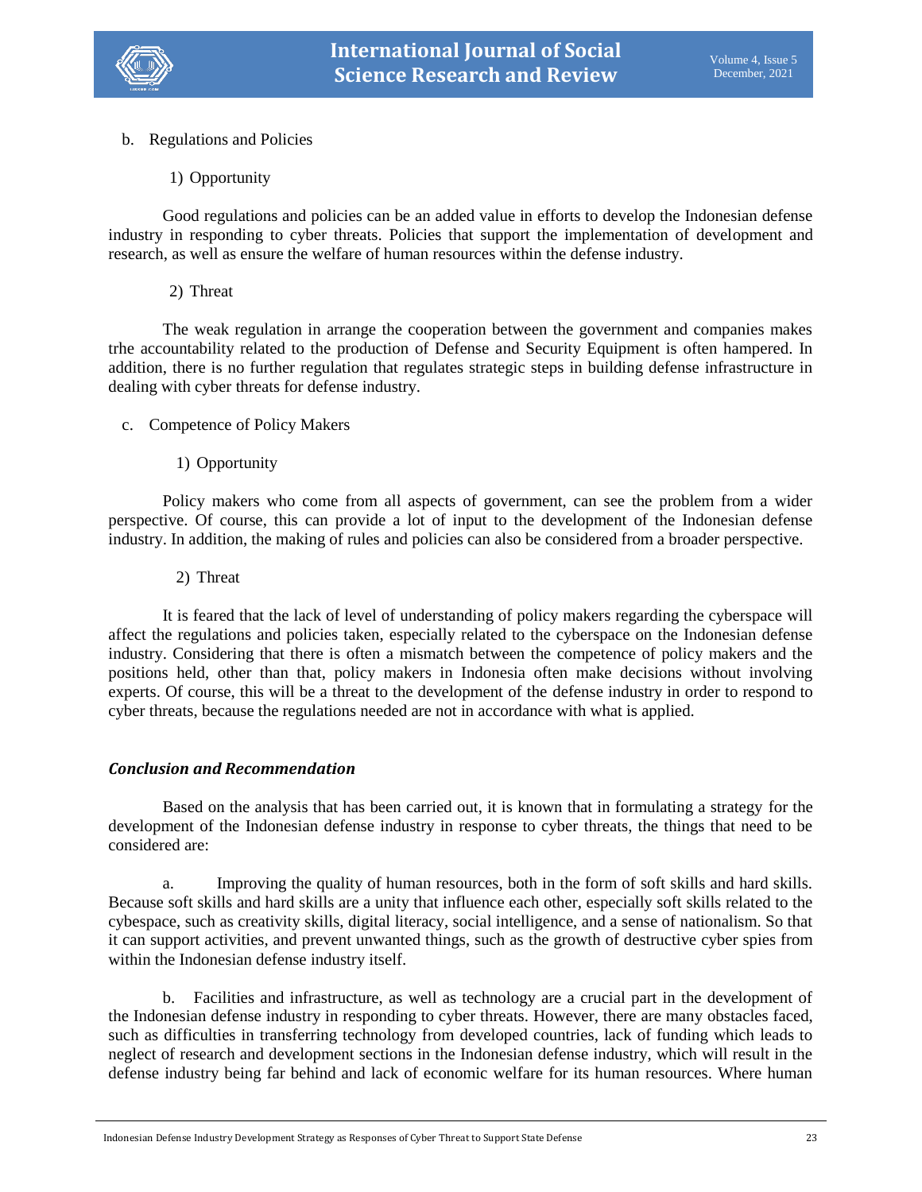b. Regulations and Policies

1) Opportunity

Good regulations and policies can be an added value in efforts to develop the Indonesian defense industry in responding to cyber threats. Policies that support the implementation of development and research, as well as ensure the welfare of human resources within the defense industry.

2) Threat

The weak regulation in arrange the cooperation between the government and companies makes trhe accountability related to the production of Defense and Security Equipment is often hampered. In addition, there is no further regulation that regulates strategic steps in building defense infrastructure in dealing with cyber threats for defense industry.

c. Competence of Policy Makers

1) Opportunity

Policy makers who come from all aspects of government, can see the problem from a wider perspective. Of course, this can provide a lot of input to the development of the Indonesian defense industry. In addition, the making of rules and policies can also be considered from a broader perspective.

2) Threat

It is feared that the lack of level of understanding of policy makers regarding the cyberspace will affect the regulations and policies taken, especially related to the cyberspace on the Indonesian defense industry. Considering that there is often a mismatch between the competence of policy makers and the positions held, other than that, policy makers in Indonesia often make decisions without involving experts. Of course, this will be a threat to the development of the defense industry in order to respond to cyber threats, because the regulations needed are not in accordance with what is applied.

## *Conclusion and Recommendation*

Based on the analysis that has been carried out, it is known that in formulating a strategy for the development of the Indonesian defense industry in response to cyber threats, the things that need to be considered are:

a. Improving the quality of human resources, both in the form of soft skills and hard skills. Because soft skills and hard skills are a unity that influence each other, especially soft skills related to the cybespace, such as creativity skills, digital literacy, social intelligence, and a sense of nationalism. So that it can support activities, and prevent unwanted things, such as the growth of destructive cyber spies from within the Indonesian defense industry itself.

b. Facilities and infrastructure, as well as technology are a crucial part in the development of the Indonesian defense industry in responding to cyber threats. However, there are many obstacles faced, such as difficulties in transferring technology from developed countries, lack of funding which leads to neglect of research and development sections in the Indonesian defense industry, which will result in the defense industry being far behind and lack of economic welfare for its human resources. Where human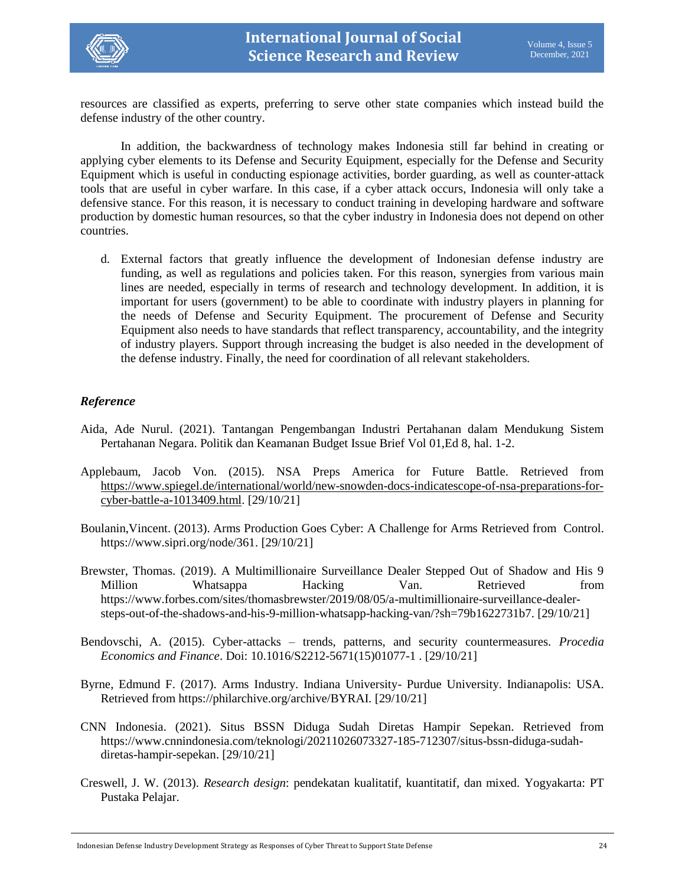resources are classified as experts, preferring to serve other state companies which instead build the defense industry of the other country.

In addition, the backwardness of technology makes Indonesia still far behind in creating or applying cyber elements to its Defense and Security Equipment, especially for the Defense and Security Equipment which is useful in conducting espionage activities, border guarding, as well as counter-attack tools that are useful in cyber warfare. In this case, if a cyber attack occurs, Indonesia will only take a defensive stance. For this reason, it is necessary to conduct training in developing hardware and software production by domestic human resources, so that the cyber industry in Indonesia does not depend on other countries.

d. External factors that greatly influence the development of Indonesian defense industry are funding, as well as regulations and policies taken. For this reason, synergies from various main lines are needed, especially in terms of research and technology development. In addition, it is important for users (government) to be able to coordinate with industry players in planning for the needs of Defense and Security Equipment. The procurement of Defense and Security Equipment also needs to have standards that reflect transparency, accountability, and the integrity of industry players. Support through increasing the budget is also needed in the development of the defense industry. Finally, the need for coordination of all relevant stakeholders.

### *Reference*

Aida, Ade Nurul. (2021). Tantangan Pengembangan Industri Pertahanan dalam Mendukung Sistem Pertahanan Negara. Politik dan Keamanan Budget Issue Brief Vol 01,Ed 8, hal. 1-2.

Applebaum, Jacob Von. (2015). NSA Preps America for Future Battle. Retrieved from https://www.spiegel.de/international/world/new-snowden-docs-indicatescope-of-nsa-preparations-for-cyber-battle-a-1013409.html. [29/10/21]

Boulanin,Vincent. (2013). Arms Production Goes Cyber: A Challenge for Arms Retrieved from Control. https://www.sipri.org/node/361. [29/10/21]

Brewster, Thomas. (2019). A Multimillionaire Surveillance Dealer Stepped Out of Shadow and His 9 Million Whatsappa Hacking Van. Retrieved from https://www.forbes.com/sites/thomasbrewster/2019/08/05/a-multimillionaire-surveillance-dealer-steps-out-of-the-shadows-and-his-9-million-whatsapp-hacking-van/?sh=79b1622731b7. [29/10/21]

Bendovschi, A. (2015). Cyber-attacks – trends, patterns, and security countermeasures. *Procedia Economics and Finance*. Doi: 10.1016/S2212-5671(15)01077-1 . [29/10/21]

Byrne, Edmund F. (2017). Arms Industry. Indiana University- Purdue University. Indianapolis: USA. Retrieved from https://philarchive.org/archive/BYRAI. [29/10/21]

CNN Indonesia. (2021). Situs BSSN Diduga Sudah Diretas Hampir Sepekan. Retrieved from https://www.cnnindonesia.com/teknologi/20211026073327-185-712307/situs-bssn-diduga-sudah-diretas-hampir-sepekan. [29/10/21]

Creswell, J. W. (2013). *Research design*: pendekatan kualitatif, kuantitatif, dan mixed. Yogyakarta: PT Pustaka Pelajar.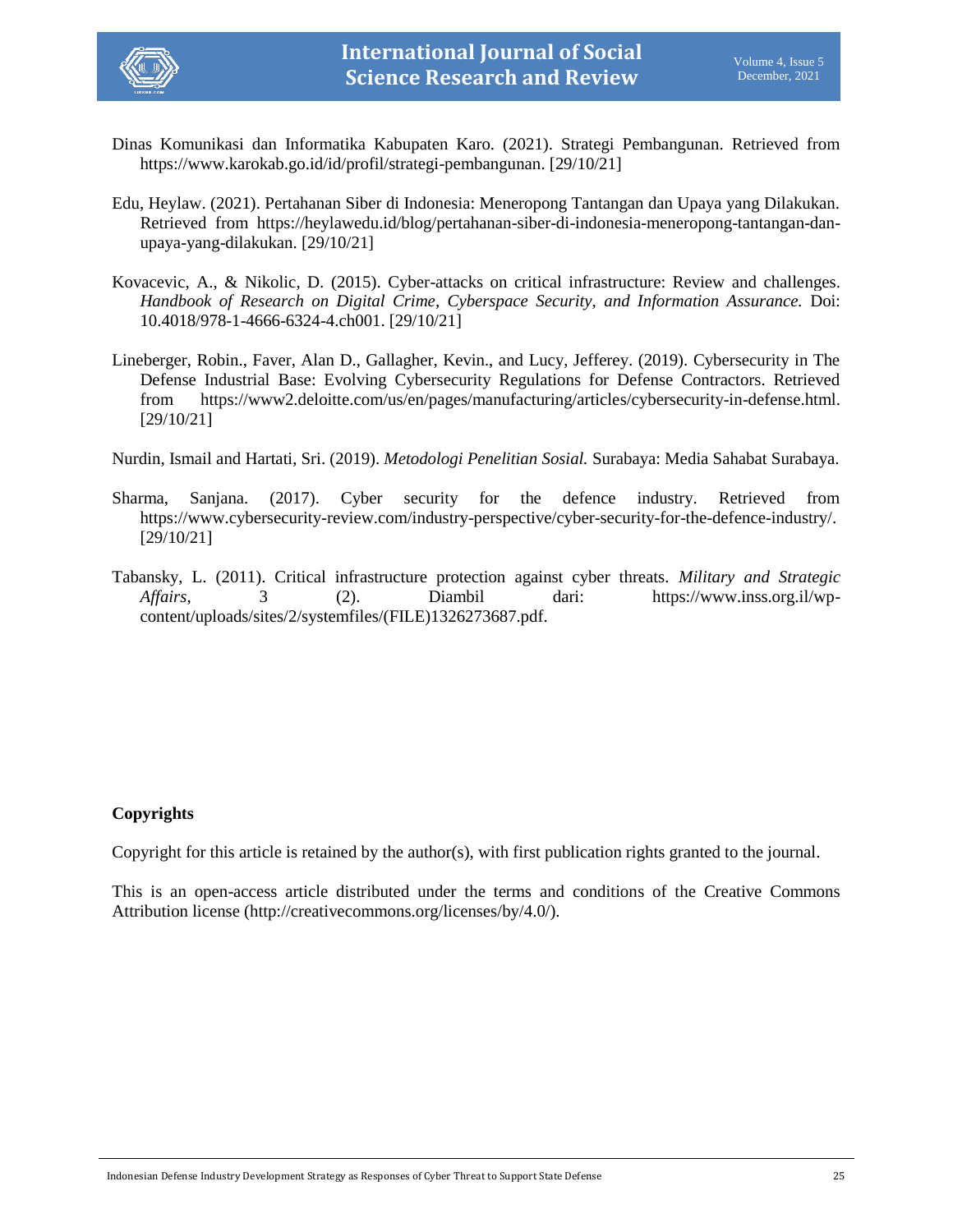Dinas Komunikasi dan Informatika Kabupaten Karo. (2021). Strategi Pembangunan. Retrieved from https://www.karokab.go.id/id/profil/strategi-pembangunan. [29/10/21]

Edu, Heylaw. (2021). Pertahanan Siber di Indonesia: Meneropong Tantangan dan Upaya yang Dilakukan. Retrieved from https://heylawedu.id/blog/pertahanan-siber-di-indonesia-meneropong-tantangan-dan-upaya-yang-dilakukan. [29/10/21]

Kovacevic, A., & Nikolic, D. (2015). Cyber-attacks on critical infrastructure: Review and challenges. *Handbook of Research on Digital Crime, Cyberspace Security, and Information Assurance.* Doi: 10.4018/978-1-4666-6324-4.ch001. [29/10/21]

Lineberger, Robin., Faver, Alan D., Gallagher, Kevin., and Lucy, Jefferey. (2019). Cybersecurity in The Defense Industrial Base: Evolving Cybersecurity Regulations for Defense Contractors. Retrieved from https://www2.deloitte.com/us/en/pages/manufacturing/articles/cybersecurity-in-defense.html. [29/10/21]

Nurdin, Ismail and Hartati, Sri. (2019). *Metodologi Penelitian Sosial.* Surabaya: Media Sahabat Surabaya.

Sharma, Sanjana. (2017). Cyber security for the defence industry. Retrieved from https://www.cybersecurity-review.com/industry-perspective/cyber-security-for-the-defence-industry/. [29/10/21]

Tabansky, L. (2011). Critical infrastructure protection against cyber threats. *Military and Strategic Affairs*, 3 (2). Diambil dari: https://www.inss.org.il/wp-content/uploads/sites/2/systemfiles/(FILE)1326273687.pdf.

**Copyrights**

Copyright for this article is retained by the author(s), with first publication rights granted to the journal.

This is an open-access article distributed under the terms and conditions of the Creative Commons Attribution license (http://creativecommons.org/licenses/by/4.0/).